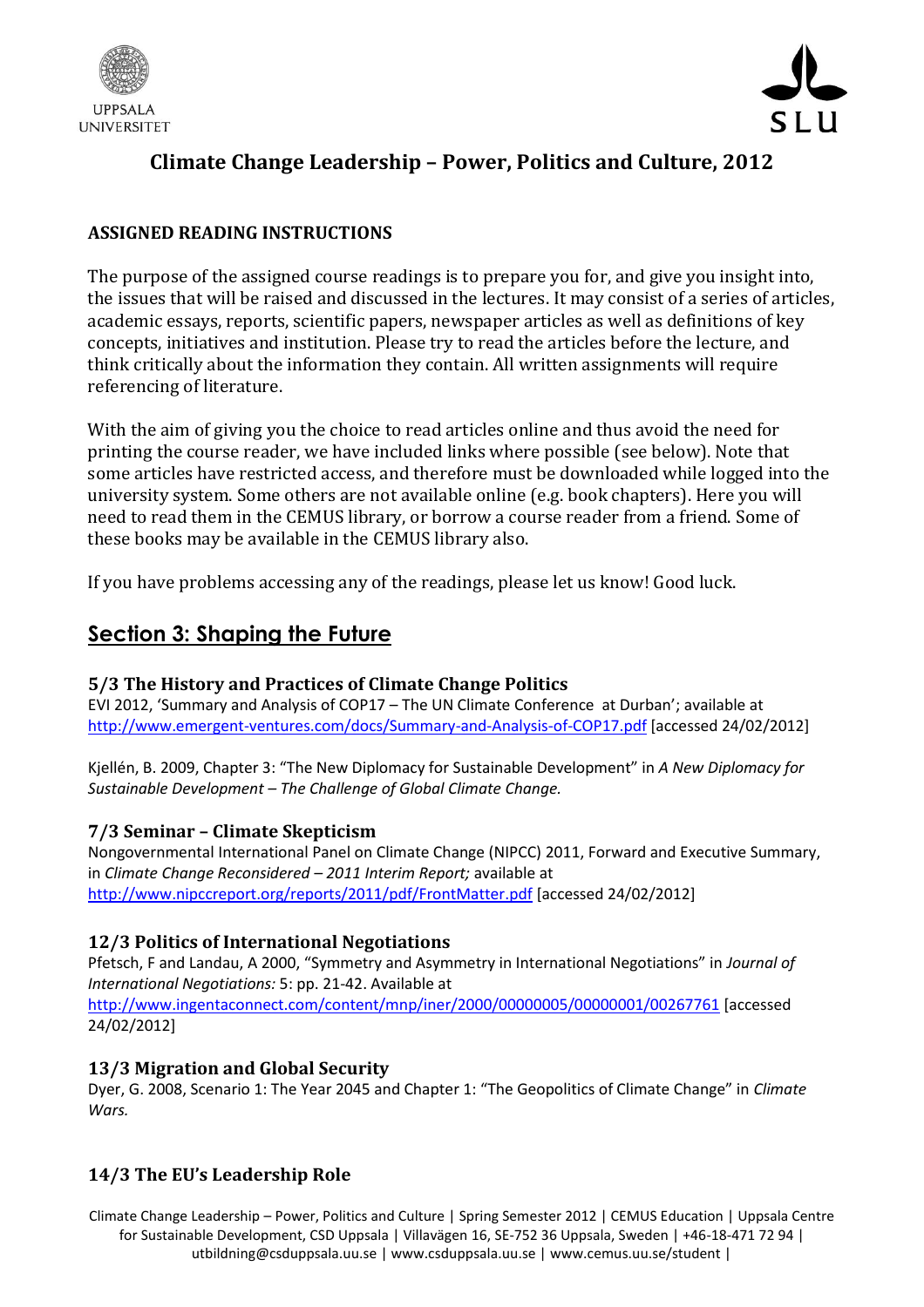UPPSALA UNIVERSITET

SLU

# Climate Change Leadership – Power, Politics and Culture, 2012

## ASSIGNED READING INSTRUCTIONS

The purpose of the assigned course readings is to prepare you for, and give you insight into, the issues that will be raised and discussed in the lectures. It may consist of a series of articles, academic essays, reports, scientific papers, newspaper articles as well as definitions of key concepts, initiatives and institution. Please try to read the articles before the lecture, and think critically about the information they contain. All written assignments will require referencing of literature.

With the aim of giving you the choice to read articles online and thus avoid the need for printing the course reader, we have included links where possible (see below). Note that some articles have restricted access, and therefore must be downloaded while logged into the university system. Some others are not available online (e.g. book chapters). Here you will need to read them in the CEMUS library, or borrow a course reader from a friend. Some of these books may be available in the CEMUS library also.

If you have problems accessing any of the readings, please let us know! Good luck.

## Section 3: Shaping the Future

### 5/3 The History and Practices of Climate Change Politics

EVI 2012, 'Summary and Analysis of COP17 – The UN Climate Conference at Durban'; available at http://www.emergent-ventures.com/docs/Summary-and-Analysis-of-COP17.pdf [accessed 24/02/2012]

Kjellén, B. 2009, Chapter 3: "The New Diplomacy for Sustainable Development" in *A New Diplomacy for Sustainable Development – The Challenge of Global Climate Change.*

### 7/3 Seminar – Climate Skepticism

Nongovernmental International Panel on Climate Change (NIPCC) 2011, Forward and Executive Summary, in *Climate Change Reconsidered – 2011 Interim Report;* available at http://www.nipccreport.org/reports/2011/pdf/FrontMatter.pdf [accessed 24/02/2012]

### 12/3 Politics of International Negotiations

Pfetsch, F and Landau, A 2000, "Symmetry and Asymmetry in International Negotiations" in *Journal of International Negotiations:* 5: pp. 21-42. Available at http://www.ingentaconnect.com/content/mnp/iner/2000/00000005/00000001/00267761 [accessed 24/02/2012]

### 13/3 Migration and Global Security

Dyer, G. 2008, Scenario 1: The Year 2045 and Chapter 1: "The Geopolitics of Climate Change" in *Climate Wars.*

### 14/3 The EU's Leadership Role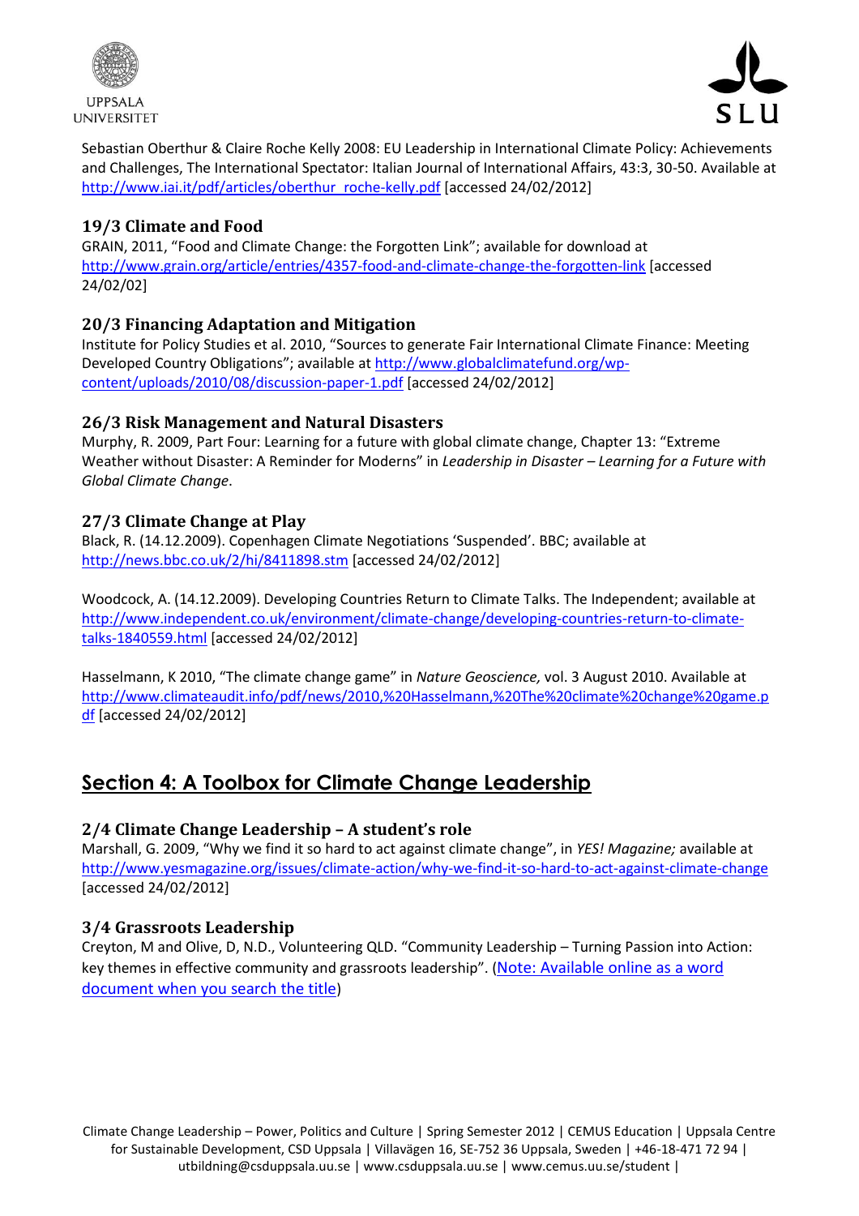Sebastian Oberthur & Claire Roche Kelly 2008: EU Leadership in International Climate Policy: Achievements and Challenges, The International Spectator: Italian Journal of International Affairs, 43:3, 30-50. Available at http://www.iai.it/pdf/articles/oberthur_roche-kelly.pdf [accessed 24/02/2012]

### 19/3 Climate and Food

GRAIN, 2011, "Food and Climate Change: the Forgotten Link"; available for download at http://www.grain.org/article/entries/4357-food-and-climate-change-the-forgotten-link [accessed 24/02/02]

### 20/3 Financing Adaptation and Mitigation

Institute for Policy Studies et al. 2010, "Sources to generate Fair International Climate Finance: Meeting Developed Country Obligations"; available at http://www.globalclimatefund.org/wp-content/uploads/2010/08/discussion-paper-1.pdf [accessed 24/02/2012]

### 26/3 Risk Management and Natural Disasters

Murphy, R. 2009, Part Four: Learning for a future with global climate change, Chapter 13: "Extreme Weather without Disaster: A Reminder for Moderns" in *Leadership in Disaster – Learning for a Future with Global Climate Change*.

### 27/3 Climate Change at Play

Black, R. (14.12.2009). Copenhagen Climate Negotiations 'Suspended'. BBC; available at http://news.bbc.co.uk/2/hi/8411898.stm [accessed 24/02/2012]

Woodcock, A. (14.12.2009). Developing Countries Return to Climate Talks. The Independent; available at http://www.independent.co.uk/environment/climate-change/developing-countries-return-to-climate-talks-1840559.html [accessed 24/02/2012]

Hasselmann, K 2010, "The climate change game" in *Nature Geoscience,* vol. 3 August 2010. Available at http://www.climateaudit.info/pdf/news/2010,%20Hasselmann,%20The%20climate%20change%20game.pdf [accessed 24/02/2012]

## Section 4: A Toolbox for Climate Change Leadership

### 2/4 Climate Change Leadership – A student's role

Marshall, G. 2009, "Why we find it so hard to act against climate change", in *YES! Magazine;* available at http://www.yesmagazine.org/issues/climate-action/why-we-find-it-so-hard-to-act-against-climate-change [accessed 24/02/2012]

### 3/4 Grassroots Leadership

Creyton, M and Olive, D, N.D., Volunteering QLD. "Community Leadership – Turning Passion into Action: key themes in effective community and grassroots leadership". (Note: Available online as a word document when you search the title)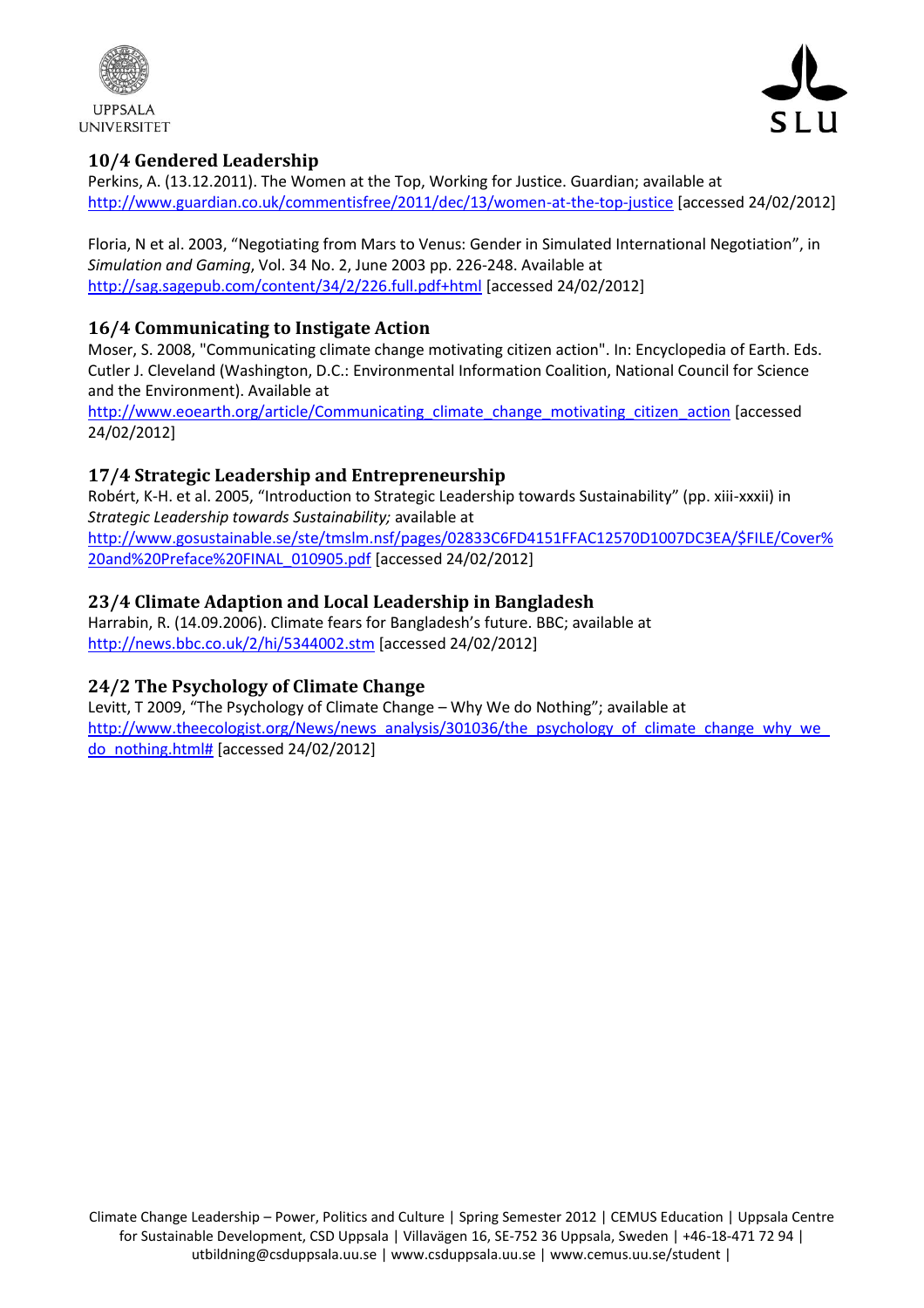### 10/4 Gendered Leadership

Perkins, A. (13.12.2011). The Women at the Top, Working for Justice. Guardian; available at http://www.guardian.co.uk/commentisfree/2011/dec/13/women-at-the-top-justice [accessed 24/02/2012]

Floria, N et al. 2003, “Negotiating from Mars to Venus: Gender in Simulated International Negotiation”, in *Simulation and Gaming*, Vol. 34 No. 2, June 2003 pp. 226-248. Available at http://sag.sagepub.com/content/34/2/226.full.pdf+html [accessed 24/02/2012]

### 16/4 Communicating to Instigate Action

Moser, S. 2008, "Communicating climate change motivating citizen action". In: Encyclopedia of Earth. Eds. Cutler J. Cleveland (Washington, D.C.: Environmental Information Coalition, National Council for Science and the Environment). Available at http://www.eoearth.org/article/Communicating_climate_change_motivating_citizen_action [accessed 24/02/2012]

### 17/4 Strategic Leadership and Entrepreneurship

Robért, K-H. et al. 2005, “Introduction to Strategic Leadership towards Sustainability” (pp. xiii-xxxii) in *Strategic Leadership towards Sustainability;* available at http://www.gosustainable.se/ste/tmslm.nsf/pages/02833C6FD4151FFAC12570D1007DC3EA/$FILE/Cover%20and%20Preface%20FINAL_010905.pdf [accessed 24/02/2012]

### 23/4 Climate Adaption and Local Leadership in Bangladesh

Harrabin, R. (14.09.2006). Climate fears for Bangladesh’s future. BBC; available at http://news.bbc.co.uk/2/hi/5344002.stm [accessed 24/02/2012]

### 24/2 The Psychology of Climate Change

Levitt, T 2009, “The Psychology of Climate Change – Why We do Nothing”; available at http://www.theecologist.org/News/news_analysis/301036/the_psychology_of_climate_change_why_we_do_nothing.html# [accessed 24/02/2012]